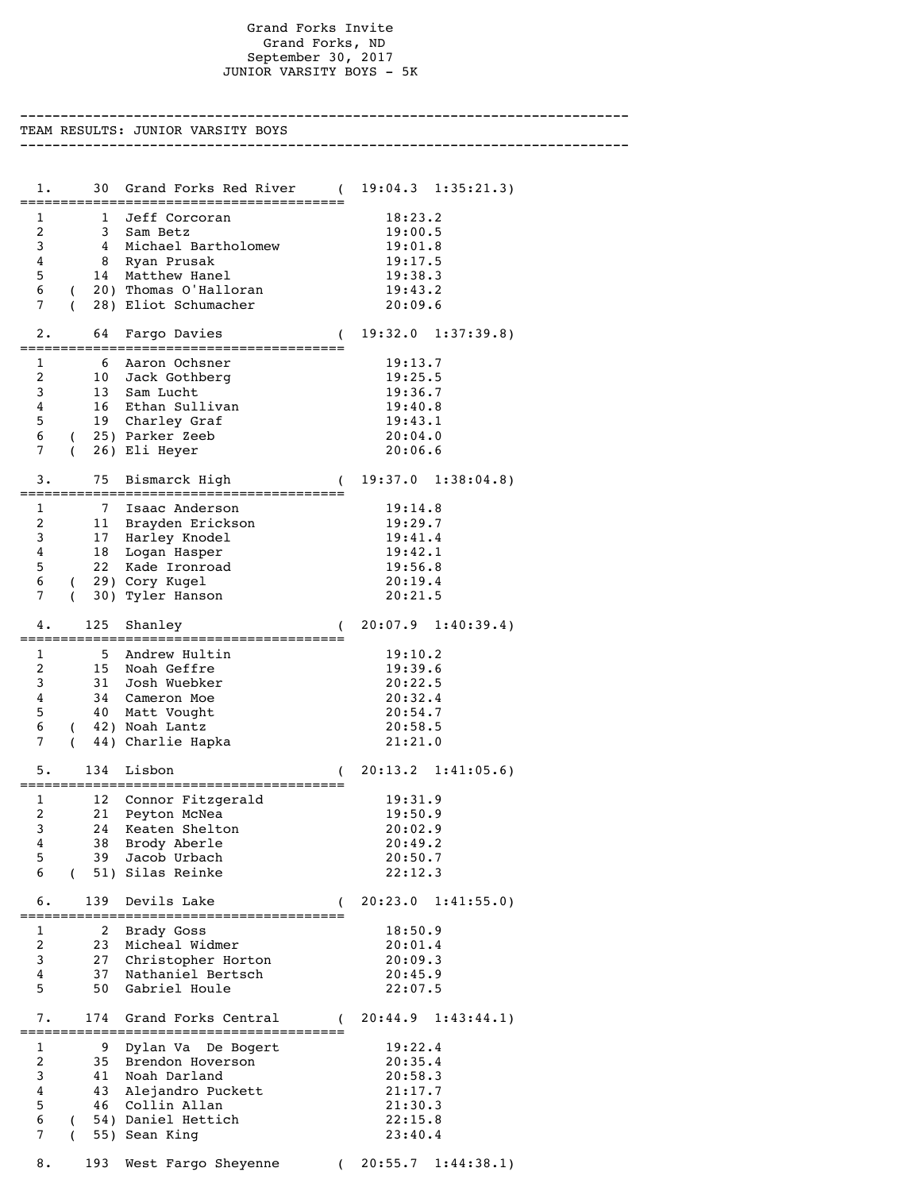Grand Forks Invite
Grand Forks, ND
September 30, 2017
JUNIOR VARSITY BOYS - 5K

## TEAM RESULTS: JUNIOR VARSITY BOYS

### 1. 30 Grand Forks Red River ( 19:04.3 1:35:21.3)

| # | Place | Name | Time |
|---|---|---|---|
| 1 | 1 | Jeff Corcoran | 18:23.2 |
| 2 | 3 | Sam Betz | 19:00.5 |
| 3 | 4 | Michael Bartholomew | 19:01.8 |
| 4 | 8 | Ryan Prusak | 19:17.5 |
| 5 | 14 | Matthew Hanel | 19:38.3 |
| 6 | ( 20) | Thomas O'Halloran | 19:43.2 |
| 7 | ( 28) | Eliot Schumacher | 20:09.6 |

### 2. 64 Fargo Davies ( 19:32.0 1:37:39.8)

| # | Place | Name | Time |
|---|---|---|---|
| 1 | 6 | Aaron Ochsner | 19:13.7 |
| 2 | 10 | Jack Gothberg | 19:25.5 |
| 3 | 13 | Sam Lucht | 19:36.7 |
| 4 | 16 | Ethan Sullivan | 19:40.8 |
| 5 | 19 | Charley Graf | 19:43.1 |
| 6 | ( 25) | Parker Zeeb | 20:04.0 |
| 7 | ( 26) | Eli Heyer | 20:06.6 |

### 3. 75 Bismarck High ( 19:37.0 1:38:04.8)

| # | Place | Name | Time |
|---|---|---|---|
| 1 | 7 | Isaac Anderson | 19:14.8 |
| 2 | 11 | Brayden Erickson | 19:29.7 |
| 3 | 17 | Harley Knodel | 19:41.4 |
| 4 | 18 | Logan Hasper | 19:42.1 |
| 5 | 22 | Kade Ironroad | 19:56.8 |
| 6 | ( 29) | Cory Kugel | 20:19.4 |
| 7 | ( 30) | Tyler Hanson | 20:21.5 |

### 4. 125 Shanley ( 20:07.9 1:40:39.4)

| # | Place | Name | Time |
|---|---|---|---|
| 1 | 5 | Andrew Hultin | 19:10.2 |
| 2 | 15 | Noah Geffre | 19:39.6 |
| 3 | 31 | Josh Wuebker | 20:22.5 |
| 4 | 34 | Cameron Moe | 20:32.4 |
| 5 | 40 | Matt Vought | 20:54.7 |
| 6 | ( 42) | Noah Lantz | 20:58.5 |
| 7 | ( 44) | Charlie Hapka | 21:21.0 |

### 5. 134 Lisbon ( 20:13.2 1:41:05.6)

| # | Place | Name | Time |
|---|---|---|---|
| 1 | 12 | Connor Fitzgerald | 19:31.9 |
| 2 | 21 | Peyton McNea | 19:50.9 |
| 3 | 24 | Keaten Shelton | 20:02.9 |
| 4 | 38 | Brody Aberle | 20:49.2 |
| 5 | 39 | Jacob Urbach | 20:50.7 |
| 6 | ( 51) | Silas Reinke | 22:12.3 |

### 6. 139 Devils Lake ( 20:23.0 1:41:55.0)

| # | Place | Name | Time |
|---|---|---|---|
| 1 | 2 | Brady Goss | 18:50.9 |
| 2 | 23 | Micheal Widmer | 20:01.4 |
| 3 | 27 | Christopher Horton | 20:09.3 |
| 4 | 37 | Nathaniel Bertsch | 20:45.9 |
| 5 | 50 | Gabriel Houle | 22:07.5 |

### 7. 174 Grand Forks Central ( 20:44.9 1:43:44.1)

| # | Place | Name | Time |
|---|---|---|---|
| 1 | 9 | Dylan Va De Bogert | 19:22.4 |
| 2 | 35 | Brendon Hoverson | 20:35.4 |
| 3 | 41 | Noah Darland | 20:58.3 |
| 4 | 43 | Alejandro Puckett | 21:17.7 |
| 5 | 46 | Collin Allan | 21:30.3 |
| 6 | ( 54) | Daniel Hettich | 22:15.8 |
| 7 | ( 55) | Sean King | 23:40.4 |

### 8. 193 West Fargo Sheyenne ( 20:55.7 1:44:38.1)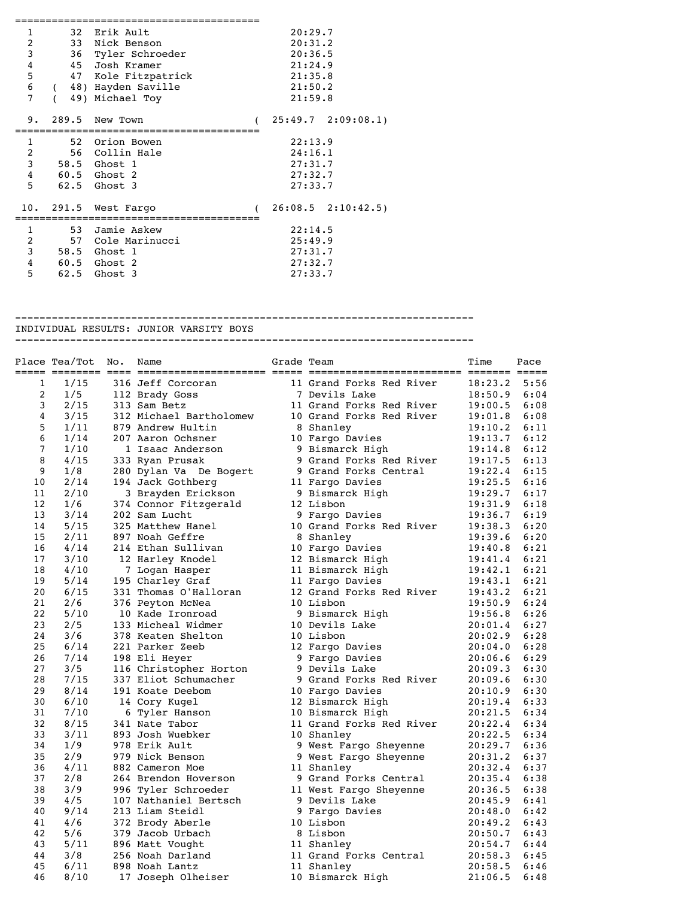| | | | |
|---|---|---|---|
| 1 | 32 | Erik Ault | 20:29.7 |
| 2 | 33 | Nick Benson | 20:31.2 |
| 3 | 36 | Tyler Schroeder | 20:36.5 |
| 4 | 45 | Josh Kramer | 21:24.9 |
| 5 | 47 | Kole Fitzpatrick | 21:35.8 |
| 6 | ( 48) | Hayden Saville | 21:50.2 |
| 7 | ( 49) | Michael Toy | 21:59.8 |

9\. 289.5 New Town ( 25:49.7 2:09:08.1)

| | | | |
|---|---|---|---|
| 1 | 52 | Orion Bowen | 22:13.9 |
| 2 | 56 | Collin Hale | 24:16.1 |
| 3 | 58.5 | Ghost 1 | 27:31.7 |
| 4 | 60.5 | Ghost 2 | 27:32.7 |
| 5 | 62.5 | Ghost 3 | 27:33.7 |

10\. 291.5 West Fargo ( 26:08.5 2:10:42.5)

| | | | |
|---|---|---|---|
| 1 | 53 | Jamie Askew | 22:14.5 |
| 2 | 57 | Cole Marinucci | 25:49.9 |
| 3 | 58.5 | Ghost 1 | 27:31.7 |
| 4 | 60.5 | Ghost 2 | 27:32.7 |
| 5 | 62.5 | Ghost 3 | 27:33.7 |

## INDIVIDUAL RESULTS: JUNIOR VARSITY BOYS

| Place | Tea/Tot | No. | Name | Grade | Team | Time | Pace |
|---|---|---|---|---|---|---|---|
| 1 | 1/15 | 316 | Jeff Corcoran | 11 | Grand Forks Red River | 18:23.2 | 5:56 |
| 2 | 1/5 | 112 | Brady Goss | 7 | Devils Lake | 18:50.9 | 6:04 |
| 3 | 2/15 | 313 | Sam Betz | 11 | Grand Forks Red River | 19:00.5 | 6:08 |
| 4 | 3/15 | 312 | Michael Bartholomew | 10 | Grand Forks Red River | 19:01.8 | 6:08 |
| 5 | 1/11 | 879 | Andrew Hultin | 8 | Shanley | 19:10.2 | 6:11 |
| 6 | 1/14 | 207 | Aaron Ochsner | 10 | Fargo Davies | 19:13.7 | 6:12 |
| 7 | 1/10 | 1 | Isaac Anderson | 9 | Bismarck High | 19:14.8 | 6:12 |
| 8 | 4/15 | 333 | Ryan Prusak | 9 | Grand Forks Red River | 19:17.5 | 6:13 |
| 9 | 1/8 | 280 | Dylan Va De Bogert | 9 | Grand Forks Central | 19:22.4 | 6:15 |
| 10 | 2/14 | 194 | Jack Gothberg | 11 | Fargo Davies | 19:25.5 | 6:16 |
| 11 | 2/10 | 3 | Brayden Erickson | 9 | Bismarck High | 19:29.7 | 6:17 |
| 12 | 1/6 | 374 | Connor Fitzgerald | 12 | Lisbon | 19:31.9 | 6:18 |
| 13 | 3/14 | 202 | Sam Lucht | 9 | Fargo Davies | 19:36.7 | 6:19 |
| 14 | 5/15 | 325 | Matthew Hanel | 10 | Grand Forks Red River | 19:38.3 | 6:20 |
| 15 | 2/11 | 897 | Noah Geffre | 8 | Shanley | 19:39.6 | 6:20 |
| 16 | 4/14 | 214 | Ethan Sullivan | 10 | Fargo Davies | 19:40.8 | 6:21 |
| 17 | 3/10 | 12 | Harley Knodel | 12 | Bismarck High | 19:41.4 | 6:21 |
| 18 | 4/10 | 7 | Logan Hasper | 11 | Bismarck High | 19:42.1 | 6:21 |
| 19 | 5/14 | 195 | Charley Graf | 11 | Fargo Davies | 19:43.1 | 6:21 |
| 20 | 6/15 | 331 | Thomas O'Halloran | 12 | Grand Forks Red River | 19:43.2 | 6:21 |
| 21 | 2/6 | 376 | Peyton McNea | 10 | Lisbon | 19:50.9 | 6:24 |
| 22 | 5/10 | 10 | Kade Ironroad | 9 | Bismarck High | 19:56.8 | 6:26 |
| 23 | 2/5 | 133 | Micheal Widmer | 10 | Devils Lake | 20:01.4 | 6:27 |
| 24 | 3/6 | 378 | Keaten Shelton | 10 | Lisbon | 20:02.9 | 6:28 |
| 25 | 6/14 | 221 | Parker Zeeb | 12 | Fargo Davies | 20:04.0 | 6:28 |
| 26 | 7/14 | 198 | Eli Heyer | 9 | Fargo Davies | 20:06.6 | 6:29 |
| 27 | 3/5 | 116 | Christopher Horton | 9 | Devils Lake | 20:09.3 | 6:30 |
| 28 | 7/15 | 337 | Eliot Schumacher | 9 | Grand Forks Red River | 20:09.6 | 6:30 |
| 29 | 8/14 | 191 | Koate Deebom | 10 | Fargo Davies | 20:10.9 | 6:30 |
| 30 | 6/10 | 14 | Cory Kugel | 12 | Bismarck High | 20:19.4 | 6:33 |
| 31 | 7/10 | 6 | Tyler Hanson | 10 | Bismarck High | 20:21.5 | 6:34 |
| 32 | 8/15 | 341 | Nate Tabor | 11 | Grand Forks Red River | 20:22.4 | 6:34 |
| 33 | 3/11 | 893 | Josh Wuebker | 10 | Shanley | 20:22.5 | 6:34 |
| 34 | 1/9 | 978 | Erik Ault | 9 | West Fargo Sheyenne | 20:29.7 | 6:36 |
| 35 | 2/9 | 979 | Nick Benson | 9 | West Fargo Sheyenne | 20:31.2 | 6:37 |
| 36 | 4/11 | 882 | Cameron Moe | 11 | Shanley | 20:32.4 | 6:37 |
| 37 | 2/8 | 264 | Brendon Hoverson | 9 | Grand Forks Central | 20:35.4 | 6:38 |
| 38 | 3/9 | 996 | Tyler Schroeder | 11 | West Fargo Sheyenne | 20:36.5 | 6:38 |
| 39 | 4/5 | 107 | Nathaniel Bertsch | 9 | Devils Lake | 20:45.9 | 6:41 |
| 40 | 9/14 | 213 | Liam Steidl | 9 | Fargo Davies | 20:48.0 | 6:42 |
| 41 | 4/6 | 372 | Brody Aberle | 10 | Lisbon | 20:49.2 | 6:43 |
| 42 | 5/6 | 379 | Jacob Urbach | 8 | Lisbon | 20:50.7 | 6:43 |
| 43 | 5/11 | 896 | Matt Vought | 11 | Shanley | 20:54.7 | 6:44 |
| 44 | 3/8 | 256 | Noah Darland | 11 | Grand Forks Central | 20:58.3 | 6:45 |
| 45 | 6/11 | 898 | Noah Lantz | 11 | Shanley | 20:58.5 | 6:46 |
| 46 | 8/10 | 17 | Joseph Olheiser | 10 | Bismarck High | 21:06.5 | 6:48 |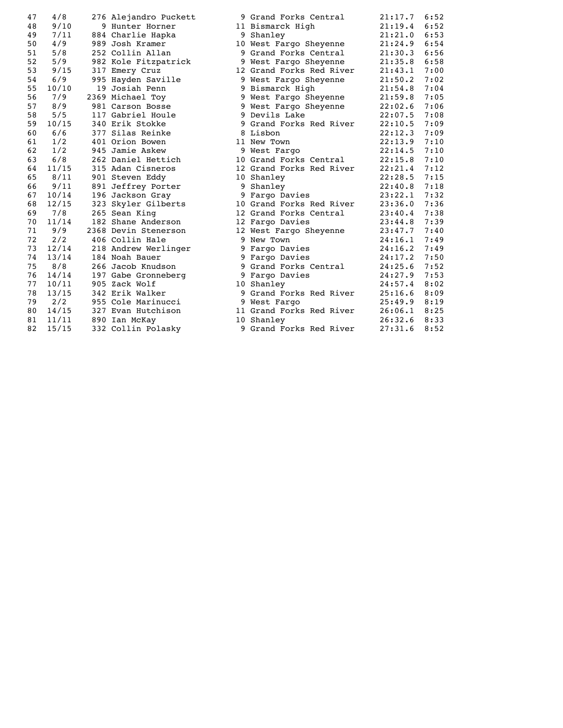| | | | | | | | |
|---|---|---|---|---|---|---|---|
| 47 | 4/8 | 276 | Alejandro Puckett | 9 | Grand Forks Central | 21:17.7 | 6:52 |
| 48 | 9/10 | 9 | Hunter Horner | 11 | Bismarck High | 21:19.4 | 6:52 |
| 49 | 7/11 | 884 | Charlie Hapka | 9 | Shanley | 21:21.0 | 6:53 |
| 50 | 4/9 | 989 | Josh Kramer | 10 | West Fargo Sheyenne | 21:24.9 | 6:54 |
| 51 | 5/8 | 252 | Collin Allan | 9 | Grand Forks Central | 21:30.3 | 6:56 |
| 52 | 5/9 | 982 | Kole Fitzpatrick | 9 | West Fargo Sheyenne | 21:35.8 | 6:58 |
| 53 | 9/15 | 317 | Emery Cruz | 12 | Grand Forks Red River | 21:43.1 | 7:00 |
| 54 | 6/9 | 995 | Hayden Saville | 9 | West Fargo Sheyenne | 21:50.2 | 7:02 |
| 55 | 10/10 | 19 | Josiah Penn | 9 | Bismarck High | 21:54.8 | 7:04 |
| 56 | 7/9 | 2369 | Michael Toy | 9 | West Fargo Sheyenne | 21:59.8 | 7:05 |
| 57 | 8/9 | 981 | Carson Bosse | 9 | West Fargo Sheyenne | 22:02.6 | 7:06 |
| 58 | 5/5 | 117 | Gabriel Houle | 9 | Devils Lake | 22:07.5 | 7:08 |
| 59 | 10/15 | 340 | Erik Stokke | 9 | Grand Forks Red River | 22:10.5 | 7:09 |
| 60 | 6/6 | 377 | Silas Reinke | 8 | Lisbon | 22:12.3 | 7:09 |
| 61 | 1/2 | 401 | Orion Bowen | 11 | New Town | 22:13.9 | 7:10 |
| 62 | 1/2 | 945 | Jamie Askew | 9 | West Fargo | 22:14.5 | 7:10 |
| 63 | 6/8 | 262 | Daniel Hettich | 10 | Grand Forks Central | 22:15.8 | 7:10 |
| 64 | 11/15 | 315 | Adan Cisneros | 12 | Grand Forks Red River | 22:21.4 | 7:12 |
| 65 | 8/11 | 901 | Steven Eddy | 10 | Shanley | 22:28.5 | 7:15 |
| 66 | 9/11 | 891 | Jeffrey Porter | 9 | Shanley | 22:40.8 | 7:18 |
| 67 | 10/14 | 196 | Jackson Gray | 9 | Fargo Davies | 23:22.1 | 7:32 |
| 68 | 12/15 | 323 | Skyler Gilberts | 10 | Grand Forks Red River | 23:36.0 | 7:36 |
| 69 | 7/8 | 265 | Sean King | 12 | Grand Forks Central | 23:40.4 | 7:38 |
| 70 | 11/14 | 182 | Shane Anderson | 12 | Fargo Davies | 23:44.8 | 7:39 |
| 71 | 9/9 | 2368 | Devin Stenerson | 12 | West Fargo Sheyenne | 23:47.7 | 7:40 |
| 72 | 2/2 | 406 | Collin Hale | 9 | New Town | 24:16.1 | 7:49 |
| 73 | 12/14 | 218 | Andrew Werlinger | 9 | Fargo Davies | 24:16.2 | 7:49 |
| 74 | 13/14 | 184 | Noah Bauer | 9 | Fargo Davies | 24:17.2 | 7:50 |
| 75 | 8/8 | 266 | Jacob Knudson | 9 | Grand Forks Central | 24:25.6 | 7:52 |
| 76 | 14/14 | 197 | Gabe Gronneberg | 9 | Fargo Davies | 24:27.9 | 7:53 |
| 77 | 10/11 | 905 | Zack Wolf | 10 | Shanley | 24:57.4 | 8:02 |
| 78 | 13/15 | 342 | Erik Walker | 9 | Grand Forks Red River | 25:16.6 | 8:09 |
| 79 | 2/2 | 955 | Cole Marinucci | 9 | West Fargo | 25:49.9 | 8:19 |
| 80 | 14/15 | 327 | Evan Hutchison | 11 | Grand Forks Red River | 26:06.1 | 8:25 |
| 81 | 11/11 | 890 | Ian McKay | 10 | Shanley | 26:32.6 | 8:33 |
| 82 | 15/15 | 332 | Collin Polasky | 9 | Grand Forks Red River | 27:31.6 | 8:52 |